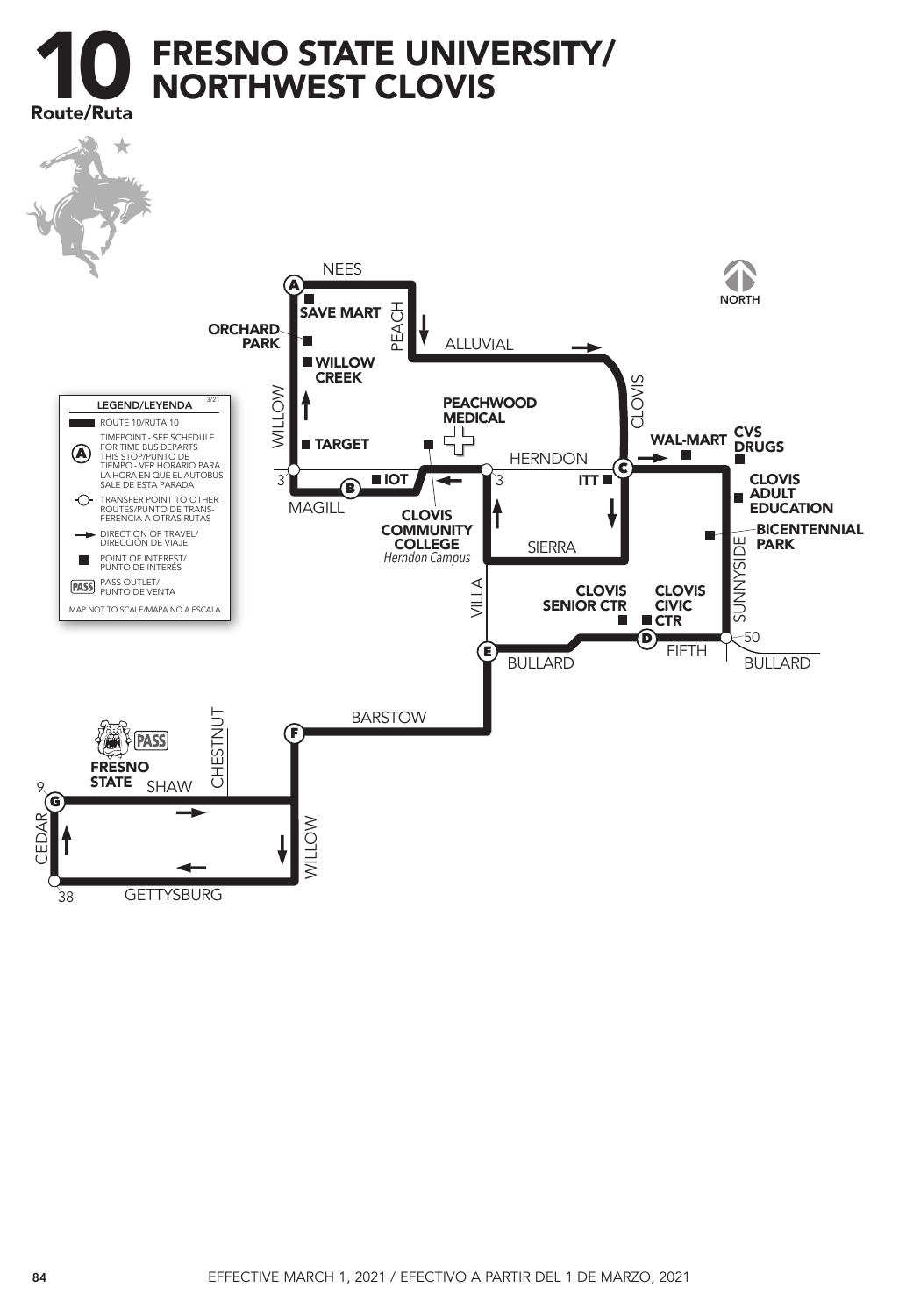# 10 FRESNO STATE UNIVERSITY/ NORTHWEST CLOVIS

Route/Ruta

**LEGEND/LEYENDA** 3/21

- ROUTE 10/RUTA 10
- (A) TIMEPOINT - SEE SCHEDULE FOR TIME BUS DEPARTS THIS STOP/PUNTO DE TIEMPO - VER HORARIO PARA LA HORA EN QUE EL AUTOBUS SALE DE ESTA PARADA
- TRANSFER POINT TO OTHER ROUTES/PUNTO DE TRANSFERENCIA A OTRAS RUTAS
- DIRECTION OF TRAVEL/ DIRECCIÓN DE VIAJE
- POINT OF INTEREST/ PUNTO DE INTERÉS
- PASS OUTLET/ PUNTO DE VENTA

MAP NOT TO SCALE/MAPA NO A ESCALA

NORTH

NEES, PEACH, ALLUVIAL, CLOVIS, HERNDON, WILLOW, MAGILL, SIERRA, VILLA, SUNNYSIDE, BULLARD, FIFTH, BARSTOW, CHESTNUT, SHAW, CEDAR, GETTYSBURG

A, B, C, D, E, F, G

SAVE MART, ORCHARD PARK, WILLOW CREEK, TARGET, IOT, PEACHWOOD MEDICAL, CLOVIS COMMUNITY COLLEGE *Herndon Campus*, ITT, WAL-MART, CVS DRUGS, CLOVIS ADULT EDUCATION, BICENTENNIAL PARK, CLOVIS SENIOR CTR, CLOVIS CIVIC CTR, FRESNO STATE PASS

3, 3, 50, 9, 38

EFFECTIVE MARCH 1, 2021 / EFECTIVO A PARTIR DEL 1 DE MARZO, 2021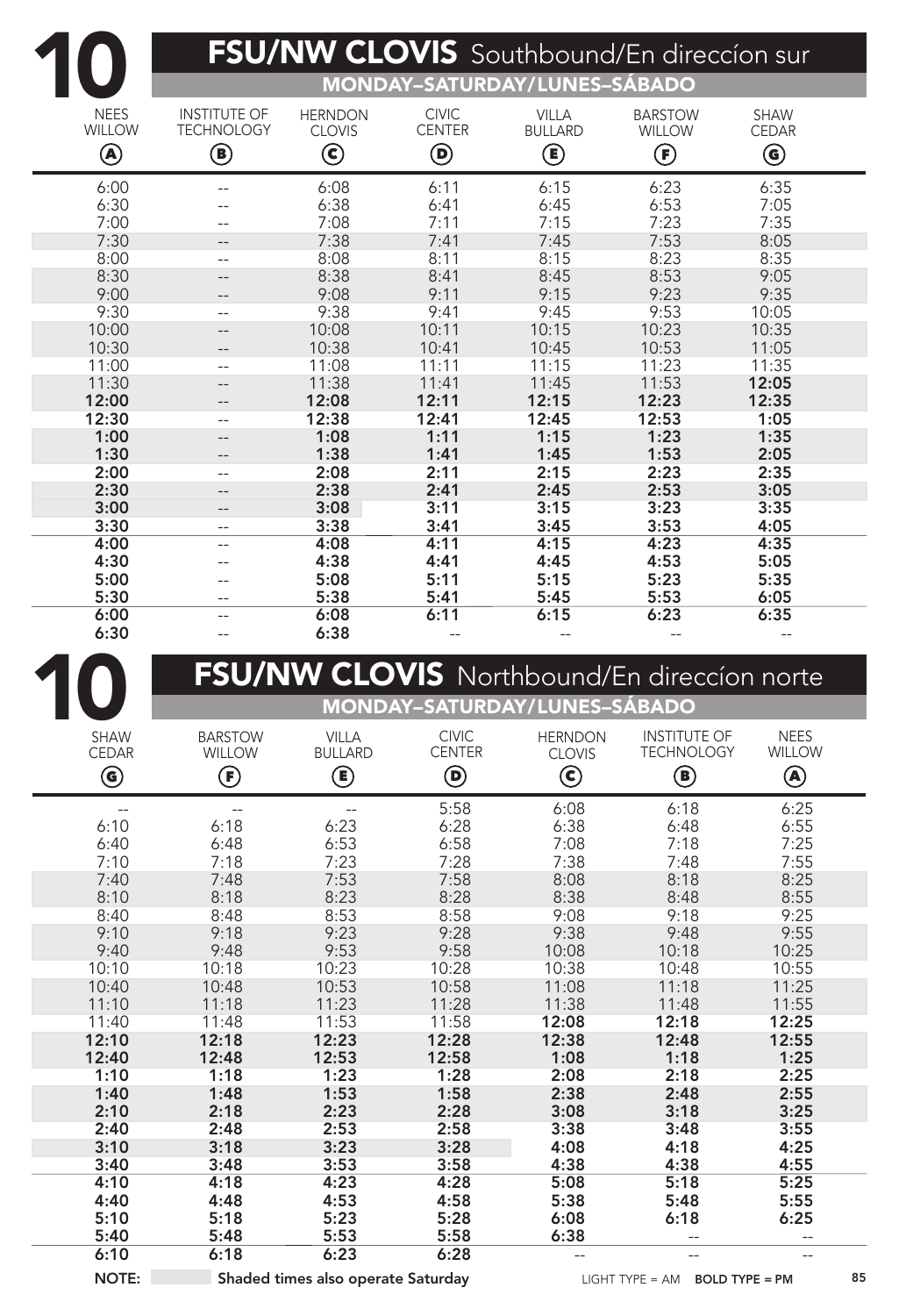# 10 FSU/NW CLOVIS Southbound/En direccíon sur

## MONDAY–SATURDAY/LUNES–SÁBADO

| NEES WILLOW (A) | INSTITUTE OF TECHNOLOGY (B) | HERNDON CLOVIS (C) | CIVIC CENTER (D) | VILLA BULLARD (E) | BARSTOW WILLOW (F) | SHAW CEDAR (G) |
|---|---|---|---|---|---|---|
| 6:00 | -- | 6:08 | 6:11 | 6:15 | 6:23 | 6:35 |
| 6:30 | -- | 6:38 | 6:41 | 6:45 | 6:53 | 7:05 |
| 7:00 | -- | 7:08 | 7:11 | 7:15 | 7:23 | 7:35 |
| 7:30 | -- | 7:38 | 7:41 | 7:45 | 7:53 | 8:05 |
| 8:00 | -- | 8:08 | 8:11 | 8:15 | 8:23 | 8:35 |
| 8:30 | -- | 8:38 | 8:41 | 8:45 | 8:53 | 9:05 |
| 9:00 | -- | 9:08 | 9:11 | 9:15 | 9:23 | 9:35 |
| 9:30 | -- | 9:38 | 9:41 | 9:45 | 9:53 | 10:05 |
| 10:00 | -- | 10:08 | 10:11 | 10:15 | 10:23 | 10:35 |
| 10:30 | -- | 10:38 | 10:41 | 10:45 | 10:53 | 11:05 |
| 11:00 | -- | 11:08 | 11:11 | 11:15 | 11:23 | 11:35 |
| 11:30 | -- | 11:38 | 11:41 | 11:45 | 11:53 | **12:05** |
| **12:00** | -- | **12:08** | **12:11** | **12:15** | **12:23** | **12:35** |
| **12:30** | -- | **12:38** | **12:41** | **12:45** | **12:53** | **1:05** |
| **1:00** | -- | **1:08** | **1:11** | **1:15** | **1:23** | **1:35** |
| **1:30** | -- | **1:38** | **1:41** | **1:45** | **1:53** | **2:05** |
| **2:00** | -- | **2:08** | **2:11** | **2:15** | **2:23** | **2:35** |
| **2:30** | -- | **2:38** | **2:41** | **2:45** | **2:53** | **3:05** |
| **3:00** | -- | **3:08** | **3:11** | **3:15** | **3:23** | **3:35** |
| **3:30** | -- | **3:38** | **3:41** | **3:45** | **3:53** | **4:05** |
| **4:00** | -- | **4:08** | **4:11** | **4:15** | **4:23** | **4:35** |
| **4:30** | -- | **4:38** | **4:41** | **4:45** | **4:53** | **5:05** |
| **5:00** | -- | **5:08** | **5:11** | **5:15** | **5:23** | **5:35** |
| **5:30** | -- | **5:38** | **5:41** | **5:45** | **5:53** | **6:05** |
| **6:00** | -- | **6:08** | **6:11** | **6:15** | **6:23** | **6:35** |
| **6:30** | -- | **6:38** | -- | -- | -- | -- |

# 10 FSU/NW CLOVIS Northbound/En direccíon norte

## MONDAY–SATURDAY/LUNES–SÁBADO

| SHAW CEDAR (G) | BARSTOW WILLOW (F) | VILLA BULLARD (E) | CIVIC CENTER (D) | HERNDON CLOVIS (C) | INSTITUTE OF TECHNOLOGY (B) | NEES WILLOW (A) |
|---|---|---|---|---|---|---|
| -- | -- | -- | 5:58 | 6:08 | 6:18 | 6:25 |
| 6:10 | 6:18 | 6:23 | 6:28 | 6:38 | 6:48 | 6:55 |
| 6:40 | 6:48 | 6:53 | 6:58 | 7:08 | 7:18 | 7:25 |
| 7:10 | 7:18 | 7:23 | 7:28 | 7:38 | 7:48 | 7:55 |
| 7:40 | 7:48 | 7:53 | 7:58 | 8:08 | 8:18 | 8:25 |
| 8:10 | 8:18 | 8:23 | 8:28 | 8:38 | 8:48 | 8:55 |
| 8:40 | 8:48 | 8:53 | 8:58 | 9:08 | 9:18 | 9:25 |
| 9:10 | 9:18 | 9:23 | 9:28 | 9:38 | 9:48 | 9:55 |
| 9:40 | 9:48 | 9:53 | 9:58 | 10:08 | 10:18 | 10:25 |
| 10:10 | 10:18 | 10:23 | 10:28 | 10:38 | 10:48 | 10:55 |
| 10:40 | 10:48 | 10:53 | 10:58 | 11:08 | 11:18 | 11:25 |
| 11:10 | 11:18 | 11:23 | 11:28 | 11:38 | 11:48 | 11:55 |
| 11:40 | 11:48 | 11:53 | 11:58 | **12:08** | **12:18** | **12:25** |
| **12:10** | **12:18** | **12:23** | **12:28** | **12:38** | **12:48** | **12:55** |
| **12:40** | **12:48** | **12:53** | **12:58** | **1:08** | **1:18** | **1:25** |
| **1:10** | **1:18** | **1:23** | **1:28** | **2:08** | **2:18** | **2:25** |
| **1:40** | **1:48** | **1:53** | **1:58** | **2:38** | **2:48** | **2:55** |
| **2:10** | **2:18** | **2:23** | **2:28** | **3:08** | **3:18** | **3:25** |
| **2:40** | **2:48** | **2:53** | **2:58** | **3:38** | **3:48** | **3:55** |
| **3:10** | **3:18** | **3:23** | **3:28** | **4:08** | **4:18** | **4:25** |
| **3:40** | **3:48** | **3:53** | **3:58** | **4:38** | **4:38** | **4:55** |
| **4:10** | **4:18** | **4:23** | **4:28** | **5:08** | **5:18** | **5:25** |
| **4:40** | **4:48** | **4:53** | **4:58** | **5:38** | **5:48** | **5:55** |
| **5:10** | **5:18** | **5:23** | **5:28** | **6:08** | **6:18** | **6:25** |
| **5:40** | **5:48** | **5:53** | **5:58** | **6:38** | -- | -- |
| **6:10** | **6:18** | **6:23** | **6:28** | -- | -- | -- |

**NOTE:** Shaded times also operate Saturday

LIGHT TYPE = AM **BOLD TYPE = PM**